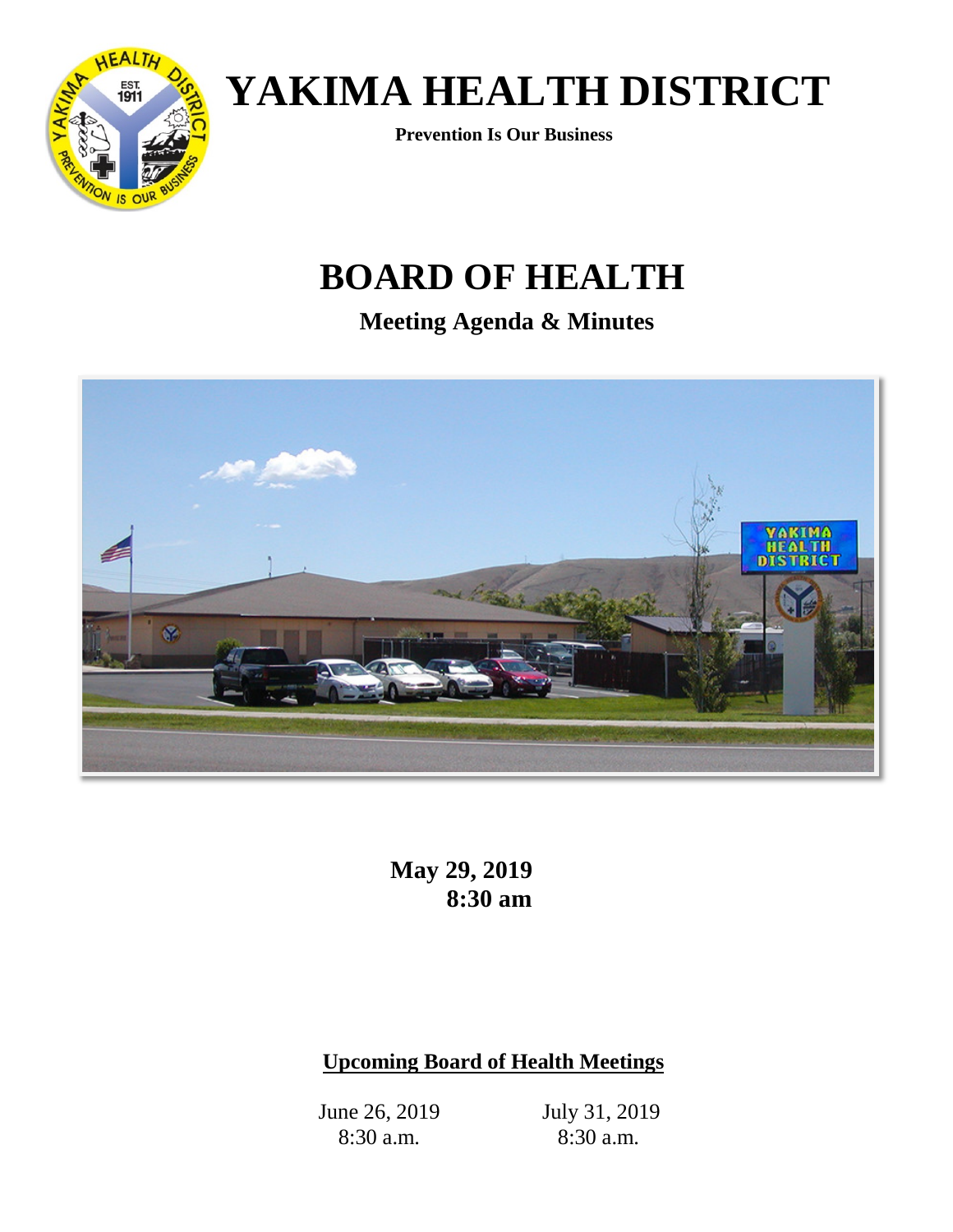# YAKIMA HEALTH DISTRICT

**Prevention Is Our Business**

# BOARD OF HEALTH

## Meeting Agenda & Minutes

**May 29, 2019**
**8:30 am**

**Upcoming Board of Health Meetings**

| June 26, 2019 | July 31, 2019 |
|---|---|
| 8:30 a.m. | 8:30 a.m. |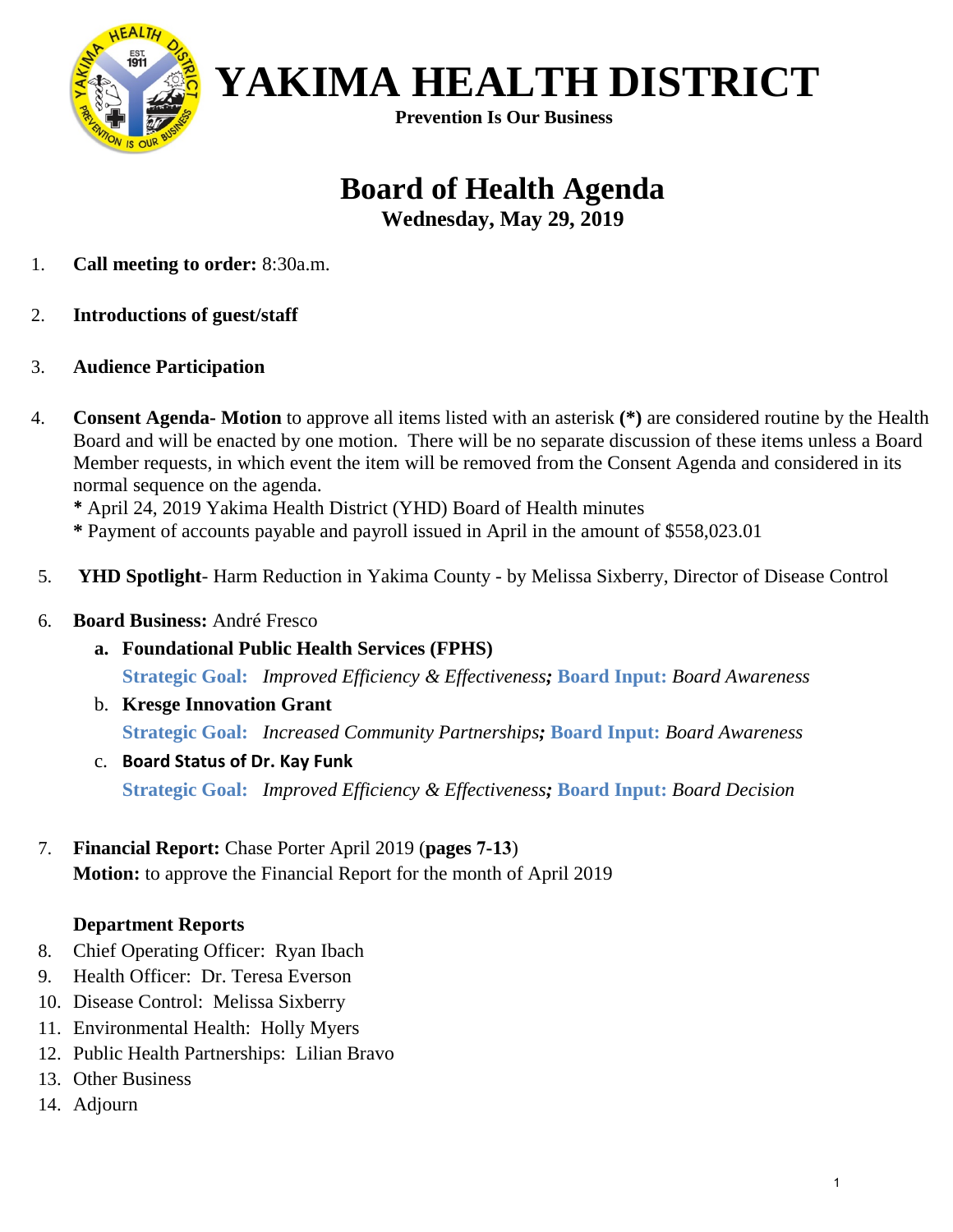# YAKIMA HEALTH DISTRICT

**Prevention Is Our Business**

# Board of Health Agenda

**Wednesday, May 29, 2019**

1. **Call meeting to order:** 8:30a.m.

2. **Introductions of guest/staff**

3. **Audience Participation**

4. **Consent Agenda- Motion** to approve all items listed with an asterisk **(*)** are considered routine by the Health Board and will be enacted by one motion. There will be no separate discussion of these items unless a Board Member requests, in which event the item will be removed from the Consent Agenda and considered in its normal sequence on the agenda.
   **\*** April 24, 2019 Yakima Health District (YHD) Board of Health minutes
   **\*** Payment of accounts payable and payroll issued in April in the amount of $558,023.01

5. **YHD Spotlight**- Harm Reduction in Yakima County - by Melissa Sixberry, Director of Disease Control

6. **Board Business:** André Fresco
   a. **Foundational Public Health Services (FPHS)**
      **Strategic Goal:** *Improved Efficiency & Effectiveness;* **Board Input:** *Board Awareness*
   b. **Kresge Innovation Grant**
      **Strategic Goal:** *Increased Community Partnerships;* **Board Input:** *Board Awareness*
   c. **Board Status of Dr. Kay Funk**
      **Strategic Goal:** *Improved Efficiency & Effectiveness;* **Board Input:** *Board Decision*

7. **Financial Report:** Chase Porter April 2019 (**pages 7-13**)
   **Motion:** to approve the Financial Report for the month of April 2019

**Department Reports**

8. Chief Operating Officer: Ryan Ibach
9. Health Officer: Dr. Teresa Everson
10. Disease Control: Melissa Sixberry
11. Environmental Health: Holly Myers
12. Public Health Partnerships: Lilian Bravo
13. Other Business
14. Adjourn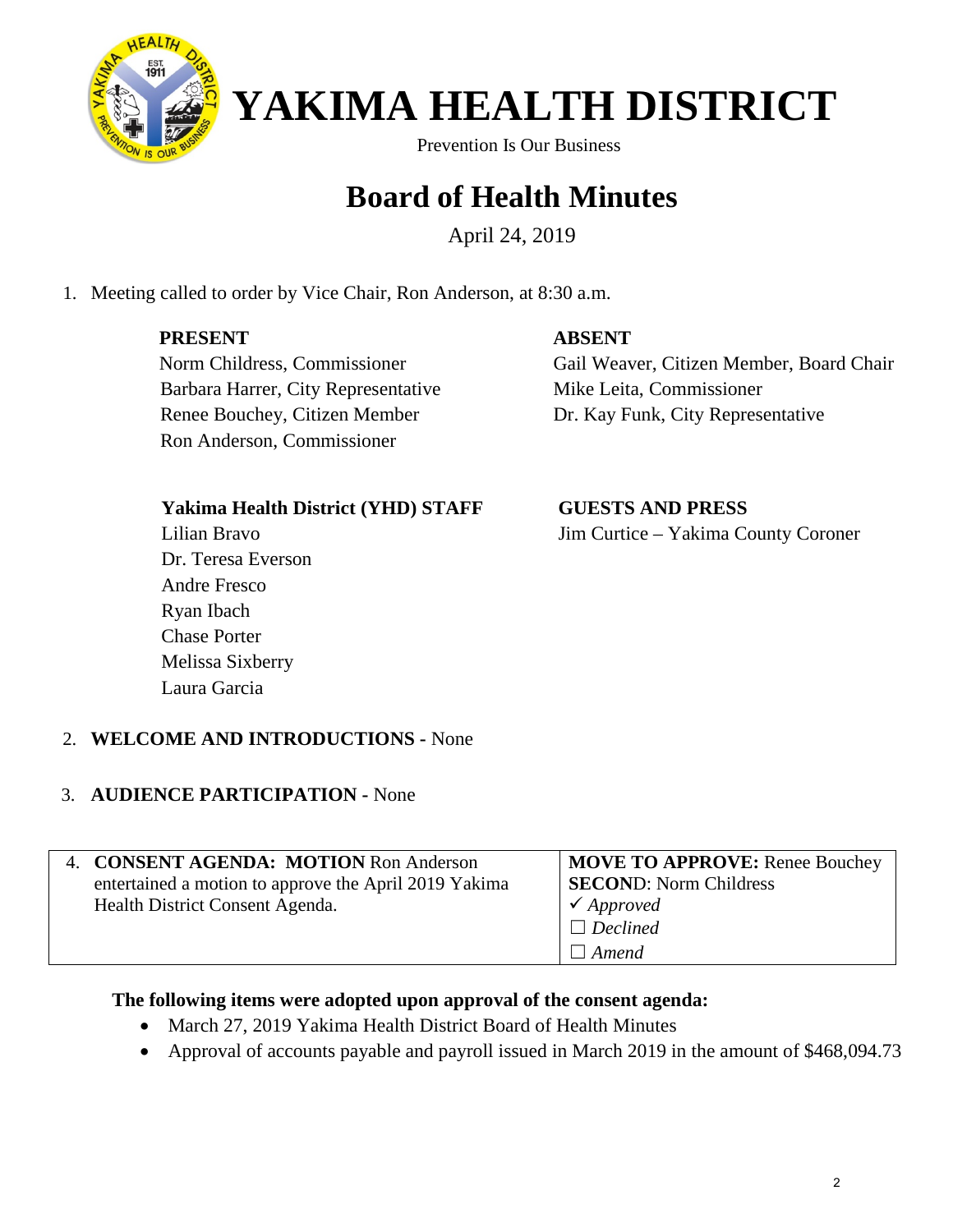# YAKIMA HEALTH DISTRICT

Prevention Is Our Business

# Board of Health Minutes

April 24, 2019

1. Meeting called to order by Vice Chair, Ron Anderson, at 8:30 a.m.

**PRESENT**
Norm Childress, Commissioner
Barbara Harrer, City Representative
Renee Bouchey, Citizen Member
Ron Anderson, Commissioner

**ABSENT**
Gail Weaver, Citizen Member, Board Chair
Mike Leita, Commissioner
Dr. Kay Funk, City Representative

**Yakima Health District (YHD) STAFF**
Lilian Bravo
Dr. Teresa Everson
Andre Fresco
Ryan Ibach
Chase Porter
Melissa Sixberry
Laura Garcia

**GUESTS AND PRESS**
Jim Curtice – Yakima County Coroner

2. **WELCOME AND INTRODUCTIONS -** None

3. **AUDIENCE PARTICIPATION -** None

| 4. **CONSENT AGENDA: MOTION** Ron Anderson entertained a motion to approve the April 2019 Yakima Health District Consent Agenda. | **MOVE TO APPROVE:** Renee Bouchey<br>**SECOND**: Norm Childress<br>✓ *Approved*<br>☐ *Declined*<br>☐ *Amend* |
|---|---|

**The following items were adopted upon approval of the consent agenda:**

- March 27, 2019 Yakima Health District Board of Health Minutes
- Approval of accounts payable and payroll issued in March 2019 in the amount of $468,094.73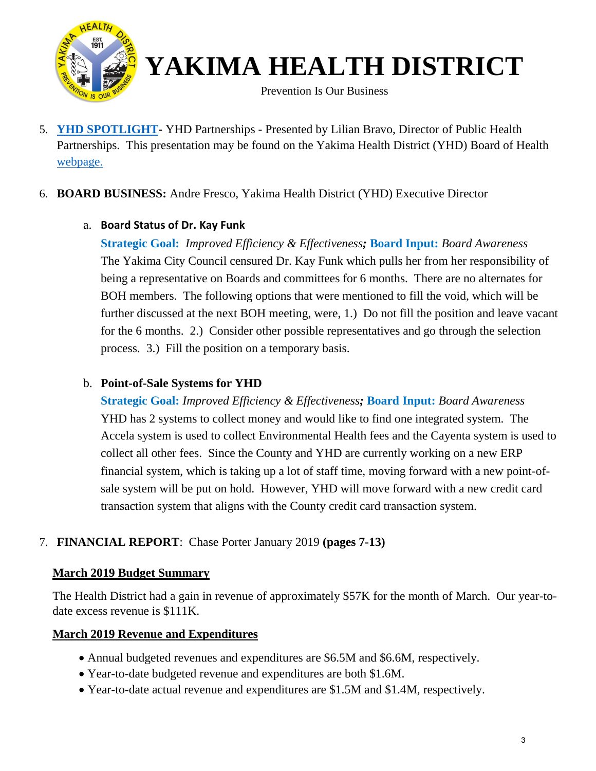# YAKIMA HEALTH DISTRICT

Prevention Is Our Business

5. **YHD SPOTLIGHT-** YHD Partnerships - Presented by Lilian Bravo, Director of Public Health Partnerships. This presentation may be found on the Yakima Health District (YHD) Board of Health webpage.

6. **BOARD BUSINESS:** Andre Fresco, Yakima Health District (YHD) Executive Director

   a. **Board Status of Dr. Kay Funk**

      **Strategic Goal:** *Improved Efficiency & Effectiveness;* **Board Input:** *Board Awareness*
      The Yakima City Council censured Dr. Kay Funk which pulls her from her responsibility of being a representative on Boards and committees for 6 months. There are no alternates for BOH members. The following options that were mentioned to fill the void, which will be further discussed at the next BOH meeting, were, 1.) Do not fill the position and leave vacant for the 6 months. 2.) Consider other possible representatives and go through the selection process. 3.) Fill the position on a temporary basis.

   b. **Point-of-Sale Systems for YHD**

      **Strategic Goal:** *Improved Efficiency & Effectiveness;* **Board Input:** *Board Awareness*
      YHD has 2 systems to collect money and would like to find one integrated system. The Accela system is used to collect Environmental Health fees and the Cayenta system is used to collect all other fees. Since the County and YHD are currently working on a new ERP financial system, which is taking up a lot of staff time, moving forward with a new point-of-sale system will be put on hold. However, YHD will move forward with a new credit card transaction system that aligns with the County credit card transaction system.

7. **FINANCIAL REPORT**: Chase Porter January 2019 **(pages 7-13)**

**March 2019 Budget Summary**

The Health District had a gain in revenue of approximately $57K for the month of March. Our year-to-date excess revenue is $111K.

**March 2019 Revenue and Expenditures**

- Annual budgeted revenues and expenditures are $6.5M and $6.6M, respectively.
- Year-to-date budgeted revenue and expenditures are both $1.6M.
- Year-to-date actual revenue and expenditures are $1.5M and $1.4M, respectively.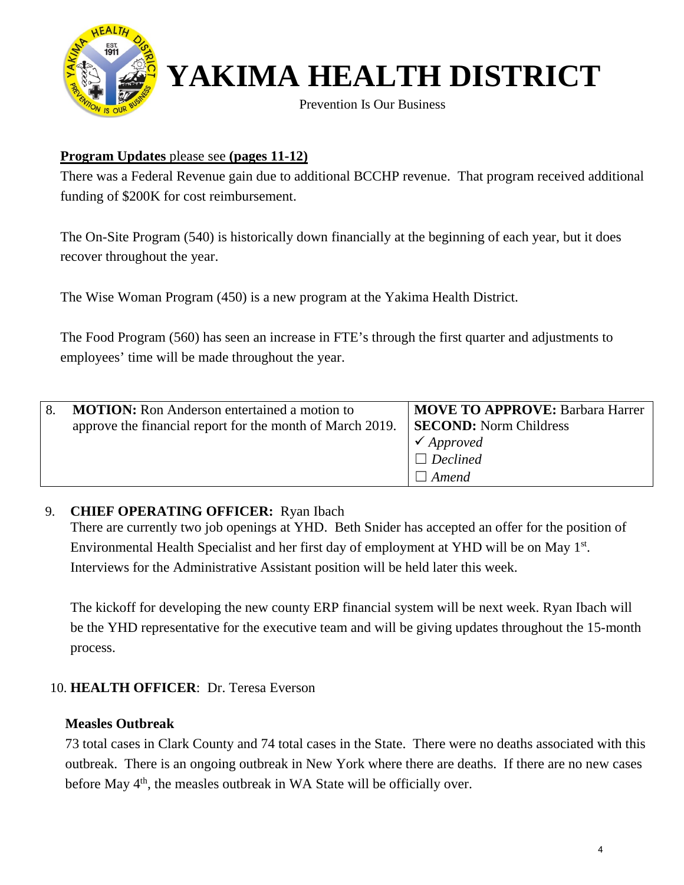# YAKIMA HEALTH DISTRICT

Prevention Is Our Business

**Program Updates** please see **(pages 11-12)**

There was a Federal Revenue gain due to additional BCCHP revenue. That program received additional funding of $200K for cost reimbursement.

The On-Site Program (540) is historically down financially at the beginning of each year, but it does recover throughout the year.

The Wise Woman Program (450) is a new program at the Yakima Health District.

The Food Program (560) has seen an increase in FTE's through the first quarter and adjustments to employees' time will be made throughout the year.

| 8. | **MOTION:** Ron Anderson entertained a motion to approve the financial report for the month of March 2019. | **MOVE TO APPROVE:** Barbara Harrer<br>**SECOND:** Norm Childress<br>✓ *Approved*<br>☐ *Declined*<br>☐ *Amend* |
|---|---|---|

9. **CHIEF OPERATING OFFICER:** Ryan Ibach

There are currently two job openings at YHD. Beth Snider has accepted an offer for the position of Environmental Health Specialist and her first day of employment at YHD will be on May 1st. Interviews for the Administrative Assistant position will be held later this week.

The kickoff for developing the new county ERP financial system will be next week. Ryan Ibach will be the YHD representative for the executive team and will be giving updates throughout the 15-month process.

10. **HEALTH OFFICER**: Dr. Teresa Everson

**Measles Outbreak**

73 total cases in Clark County and 74 total cases in the State. There were no deaths associated with this outbreak. There is an ongoing outbreak in New York where there are deaths. If there are no new cases before May 4th, the measles outbreak in WA State will be officially over.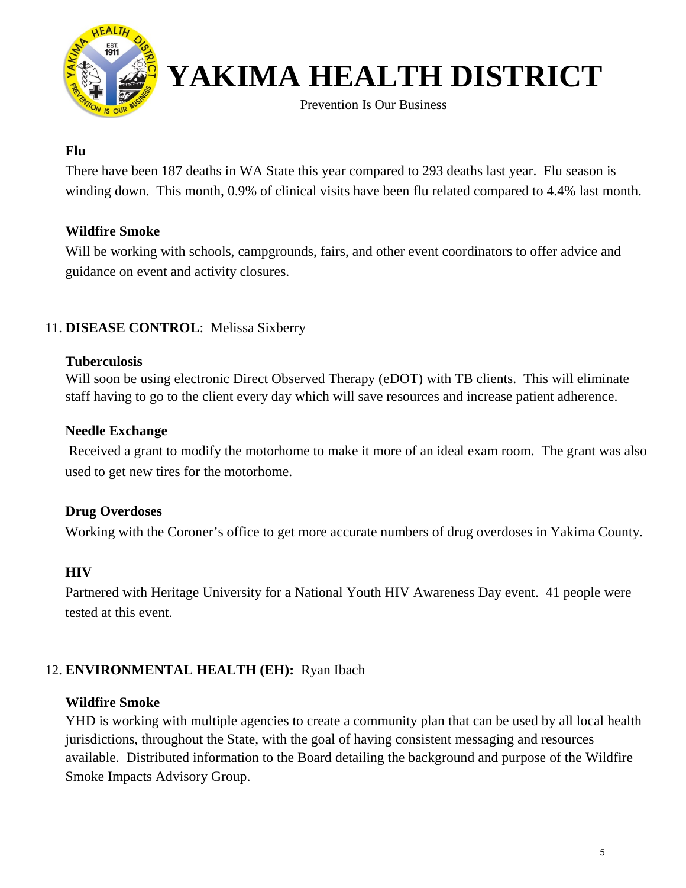**Flu**

There have been 187 deaths in WA State this year compared to 293 deaths last year. Flu season is winding down. This month, 0.9% of clinical visits have been flu related compared to 4.4% last month.

**Wildfire Smoke**

Will be working with schools, campgrounds, fairs, and other event coordinators to offer advice and guidance on event and activity closures.

11. **DISEASE CONTROL**: Melissa Sixberry

**Tuberculosis**

Will soon be using electronic Direct Observed Therapy (eDOT) with TB clients. This will eliminate staff having to go to the client every day which will save resources and increase patient adherence.

**Needle Exchange**

Received a grant to modify the motorhome to make it more of an ideal exam room. The grant was also used to get new tires for the motorhome.

**Drug Overdoses**

Working with the Coroner's office to get more accurate numbers of drug overdoses in Yakima County.

**HIV**

Partnered with Heritage University for a National Youth HIV Awareness Day event. 41 people were tested at this event.

12. **ENVIRONMENTAL HEALTH (EH):** Ryan Ibach

**Wildfire Smoke**

YHD is working with multiple agencies to create a community plan that can be used by all local health jurisdictions, throughout the State, with the goal of having consistent messaging and resources available. Distributed information to the Board detailing the background and purpose of the Wildfire Smoke Impacts Advisory Group.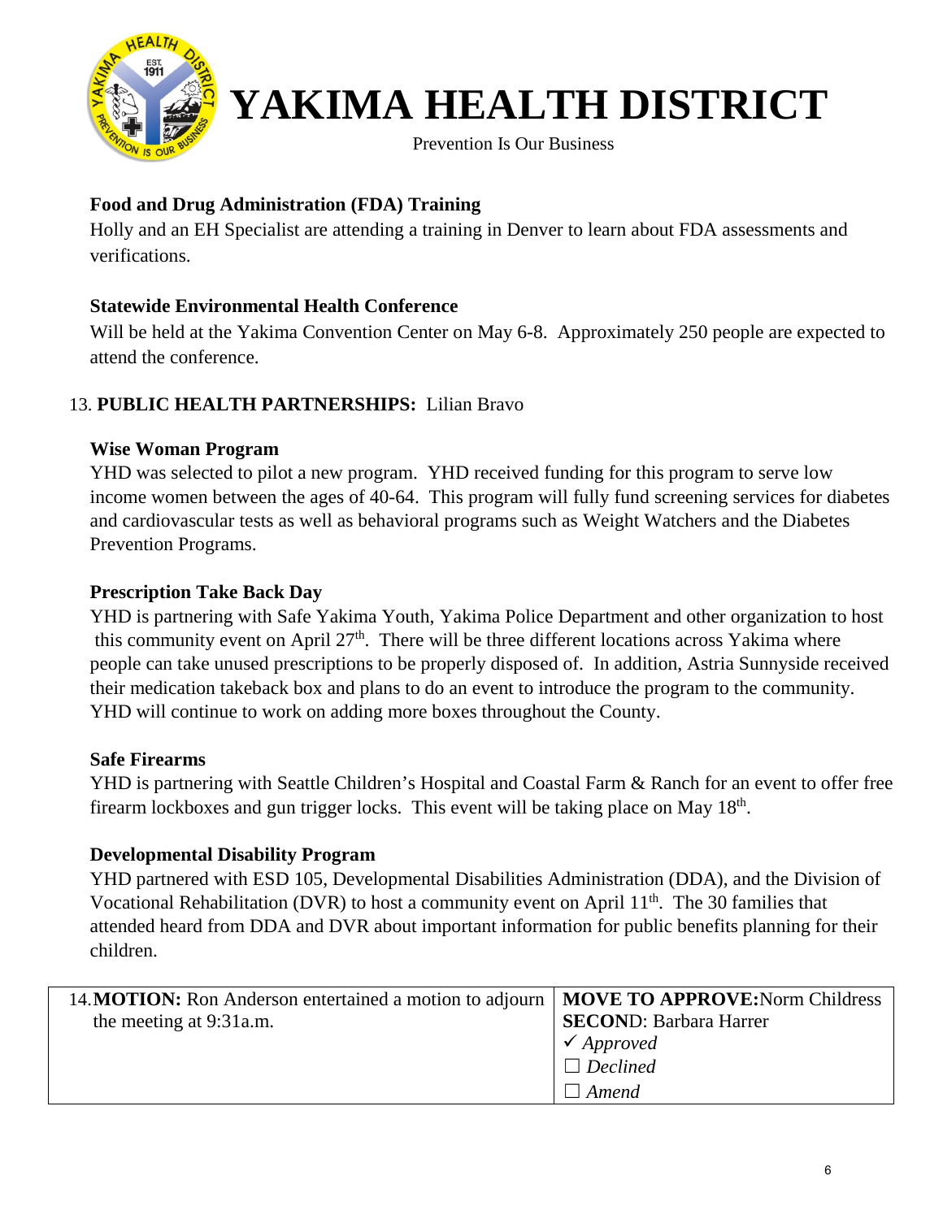# YAKIMA HEALTH DISTRICT

Prevention Is Our Business

**Food and Drug Administration (FDA) Training**

Holly and an EH Specialist are attending a training in Denver to learn about FDA assessments and verifications.

**Statewide Environmental Health Conference**

Will be held at the Yakima Convention Center on May 6-8. Approximately 250 people are expected to attend the conference.

13. **PUBLIC HEALTH PARTNERSHIPS:** Lilian Bravo

**Wise Woman Program**

YHD was selected to pilot a new program. YHD received funding for this program to serve low income women between the ages of 40-64. This program will fully fund screening services for diabetes and cardiovascular tests as well as behavioral programs such as Weight Watchers and the Diabetes Prevention Programs.

**Prescription Take Back Day**

YHD is partnering with Safe Yakima Youth, Yakima Police Department and other organization to host this community event on April 27th. There will be three different locations across Yakima where people can take unused prescriptions to be properly disposed of. In addition, Astria Sunnyside received their medication takeback box and plans to do an event to introduce the program to the community. YHD will continue to work on adding more boxes throughout the County.

**Safe Firearms**

YHD is partnering with Seattle Children's Hospital and Coastal Farm & Ranch for an event to offer free firearm lockboxes and gun trigger locks. This event will be taking place on May 18th.

**Developmental Disability Program**

YHD partnered with ESD 105, Developmental Disabilities Administration (DDA), and the Division of Vocational Rehabilitation (DVR) to host a community event on April 11th. The 30 families that attended heard from DDA and DVR about important information for public benefits planning for their children.

| 14. **MOTION:** Ron Anderson entertained a motion to adjourn the meeting at 9:31a.m. | **MOVE TO APPROVE:** Norm Childress<br>**SECOND**: Barbara Harrer<br>✓ *Approved*<br>☐ *Declined*<br>☐ *Amend* |
|---|---|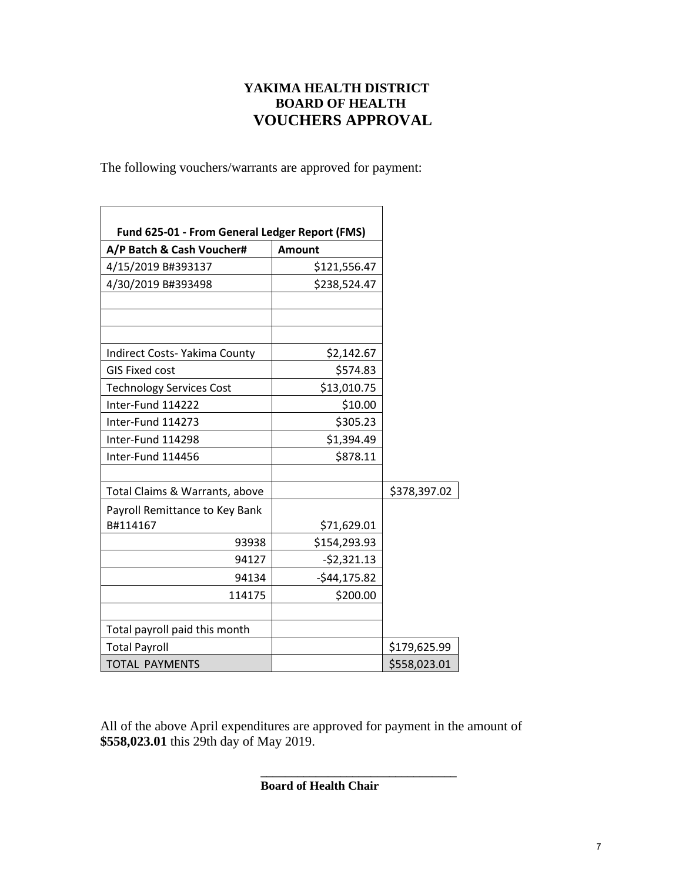# YAKIMA HEALTH DISTRICT
## BOARD OF HEALTH
## VOUCHERS APPROVAL

The following vouchers/warrants are approved for payment:

| **Fund 625-01 - From General Ledger Report (FMS)** | | |
|---|---|---|
| **A/P Batch & Cash Voucher#** | **Amount** | |
| 4/15/2019 B#393137 | $121,556.47 | |
| 4/30/2019 B#393498 | $238,524.47 | |
| | | |
| | | |
| | | |
| Indirect Costs- Yakima County | $2,142.67 | |
| GIS Fixed cost | $574.83 | |
| Technology Services Cost | $13,010.75 | |
| Inter-Fund 114222 | $10.00 | |
| Inter-Fund 114273 | $305.23 | |
| Inter-Fund 114298 | $1,394.49 | |
| Inter-Fund 114456 | $878.11 | |
| | | |
| Total Claims & Warrants, above | | $378,397.02 |
| Payroll Remittance to Key Bank B#114167 | $71,629.01 | |
| 93938 | $154,293.93 | |
| 94127 | -$2,321.13 | |
| 94134 | -$44,175.82 | |
| 114175 | $200.00 | |
| | | |
| Total payroll paid this month | | |
| Total Payroll | | $179,625.99 |
| TOTAL PAYMENTS | | $558,023.01 |

All of the above April expenditures are approved for payment in the amount of **$558,023.01** this 29th day of May 2019.

\_\_\_\_\_\_\_\_\_\_\_\_\_\_\_\_\_\_\_\_\_\_\_\_\_\_\_\_\_\_\_\_

**Board of Health Chair**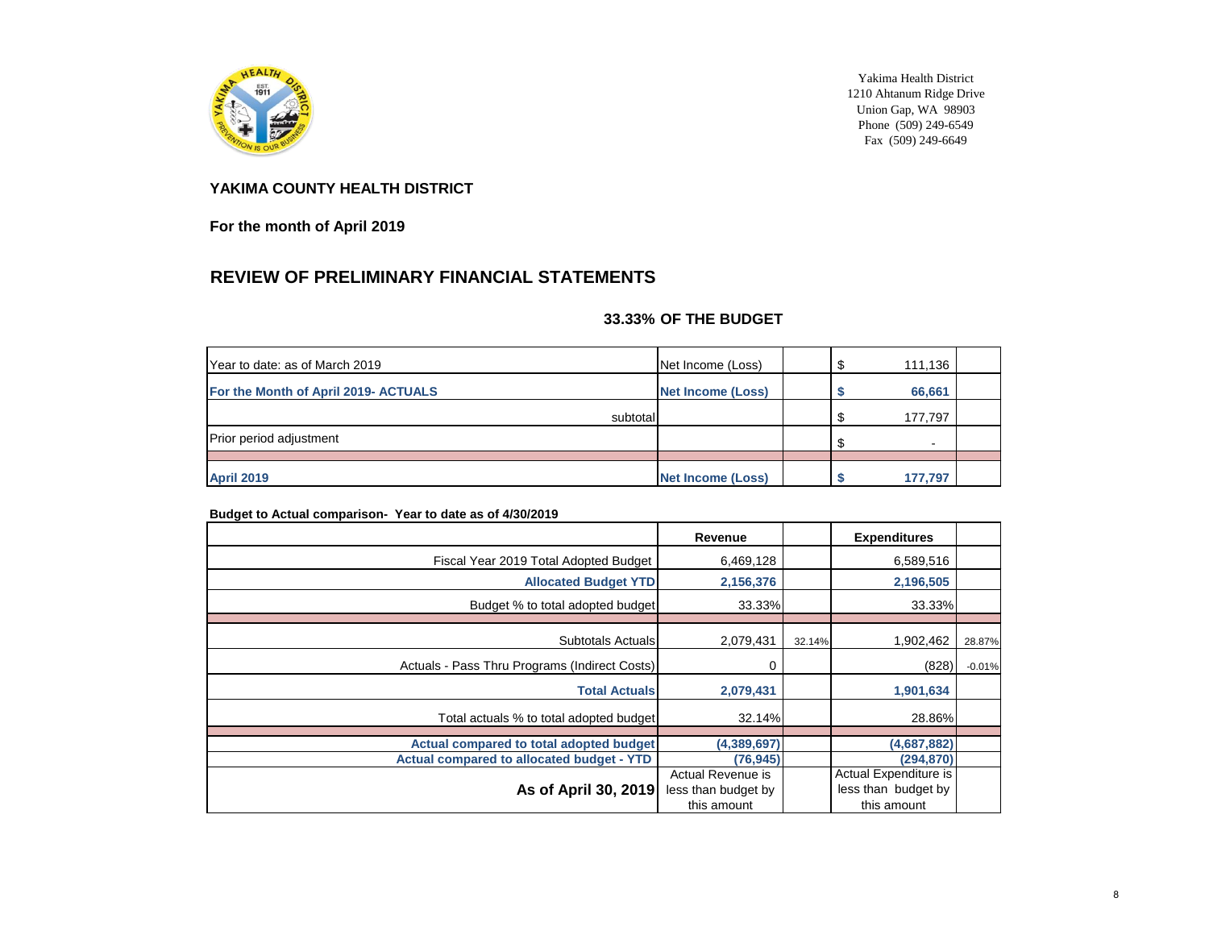Yakima Health District
1210 Ahtanum Ridge Drive
Union Gap, WA 98903
Phone (509) 249-6549
Fax (509) 249-6649

**YAKIMA COUNTY HEALTH DISTRICT**

**For the month of April 2019**

## REVIEW OF PRELIMINARY FINANCIAL STATEMENTS

**33.33% OF THE BUDGET**

| | | | | |
|---|---|---|---|---|
| Year to date: as of March 2019 | Net Income (Loss) | | $ 111,136 | |
| **For the Month of April 2019- ACTUALS** | **Net Income (Loss)** | | **$ 66,661** | |
| subtotal | | | $ 177,797 | |
| Prior period adjustment | | | $ - | |
| | | | | |
| **April 2019** | **Net Income (Loss)** | | **$ 177,797** | |

**Budget to Actual comparison- Year to date as of 4/30/2019**

| | Revenue | | Expenditures | |
|---|---|---|---|---|
| Fiscal Year 2019 Total Adopted Budget | 6,469,128 | | 6,589,516 | |
| **Allocated Budget YTD** | **2,156,376** | | **2,196,505** | |
| Budget % to total adopted budget | 33.33% | | 33.33% | |
| | | | | |
| Subtotals Actuals | 2,079,431 | 32.14% | 1,902,462 | 28.87% |
| Actuals - Pass Thru Programs (Indirect Costs) | 0 | | (828) | -0.01% |
| **Total Actuals** | **2,079,431** | | **1,901,634** | |
| Total actuals % to total adopted budget | 32.14% | | 28.86% | |
| | | | | |
| **Actual compared to total adopted budget** | **(4,389,697)** | | **(4,687,882)** | |
| **Actual compared to allocated budget - YTD** | **(76,945)** | | **(294,870)** | |
| **As of April 30, 2019** | Actual Revenue is less than budget by this amount | | Actual Expenditure is less than budget by this amount | |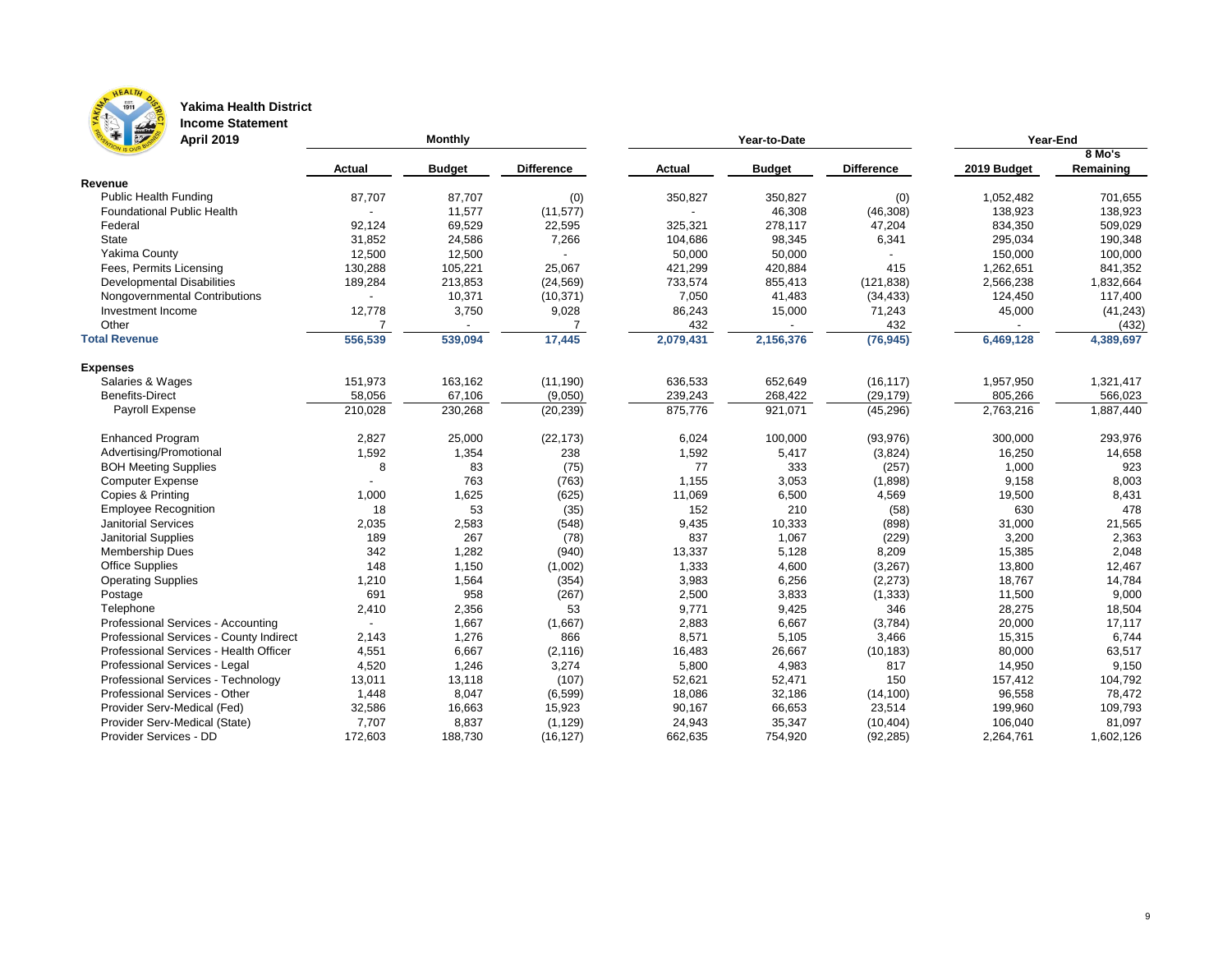**Yakima Health District**
**Income Statement**
**April 2019**

| | Monthly | | | Year-to-Date | | | Year-End | |
|---|---|---|---|---|---|---|---|---|
| | Actual | Budget | Difference | Actual | Budget | Difference | 2019 Budget | 8 Mo's Remaining |
| **Revenue** | | | | | | | | |
| Public Health Funding | 87,707 | 87,707 | (0) | 350,827 | 350,827 | (0) | 1,052,482 | 701,655 |
| Foundational Public Health | - | 11,577 | (11,577) | - | 46,308 | (46,308) | 138,923 | 138,923 |
| Federal | 92,124 | 69,529 | 22,595 | 325,321 | 278,117 | 47,204 | 834,350 | 509,029 |
| State | 31,852 | 24,586 | 7,266 | 104,686 | 98,345 | 6,341 | 295,034 | 190,348 |
| Yakima County | 12,500 | 12,500 | - | 50,000 | 50,000 | - | 150,000 | 100,000 |
| Fees, Permits Licensing | 130,288 | 105,221 | 25,067 | 421,299 | 420,884 | 415 | 1,262,651 | 841,352 |
| Developmental Disabilities | 189,284 | 213,853 | (24,569) | 733,574 | 855,413 | (121,838) | 2,566,238 | 1,832,664 |
| Nongovernmental Contributions | - | 10,371 | (10,371) | 7,050 | 41,483 | (34,433) | 124,450 | 117,400 |
| Investment Income | 12,778 | 3,750 | 9,028 | 86,243 | 15,000 | 71,243 | 45,000 | (41,243) |
| Other | 7 | - | 7 | 432 | - | 432 | - | (432) |
| **Total Revenue** | **556,539** | **539,094** | **17,445** | **2,079,431** | **2,156,376** | **(76,945)** | **6,469,128** | **4,389,697** |
| **Expenses** | | | | | | | | |
| Salaries & Wages | 151,973 | 163,162 | (11,190) | 636,533 | 652,649 | (16,117) | 1,957,950 | 1,321,417 |
| Benefits-Direct | 58,056 | 67,106 | (9,050) | 239,243 | 268,422 | (29,179) | 805,266 | 566,023 |
| Payroll Expense | 210,028 | 230,268 | (20,239) | 875,776 | 921,071 | (45,296) | 2,763,216 | 1,887,440 |
| Enhanced Program | 2,827 | 25,000 | (22,173) | 6,024 | 100,000 | (93,976) | 300,000 | 293,976 |
| Advertising/Promotional | 1,592 | 1,354 | 238 | 1,592 | 5,417 | (3,824) | 16,250 | 14,658 |
| BOH Meeting Supplies | 8 | 83 | (75) | 77 | 333 | (257) | 1,000 | 923 |
| Computer Expense | - | 763 | (763) | 1,155 | 3,053 | (1,898) | 9,158 | 8,003 |
| Copies & Printing | 1,000 | 1,625 | (625) | 11,069 | 6,500 | 4,569 | 19,500 | 8,431 |
| Employee Recognition | 18 | 53 | (35) | 152 | 210 | (58) | 630 | 478 |
| Janitorial Services | 2,035 | 2,583 | (548) | 9,435 | 10,333 | (898) | 31,000 | 21,565 |
| Janitorial Supplies | 189 | 267 | (78) | 837 | 1,067 | (229) | 3,200 | 2,363 |
| Membership Dues | 342 | 1,282 | (940) | 13,337 | 5,128 | 8,209 | 15,385 | 2,048 |
| Office Supplies | 148 | 1,150 | (1,002) | 1,333 | 4,600 | (3,267) | 13,800 | 12,467 |
| Operating Supplies | 1,210 | 1,564 | (354) | 3,983 | 6,256 | (2,273) | 18,767 | 14,784 |
| Postage | 691 | 958 | (267) | 2,500 | 3,833 | (1,333) | 11,500 | 9,000 |
| Telephone | 2,410 | 2,356 | 53 | 9,771 | 9,425 | 346 | 28,275 | 18,504 |
| Professional Services - Accounting | - | 1,667 | (1,667) | 2,883 | 6,667 | (3,784) | 20,000 | 17,117 |
| Professional Services - County Indirect | 2,143 | 1,276 | 866 | 8,571 | 5,105 | 3,466 | 15,315 | 6,744 |
| Professional Services - Health Officer | 4,551 | 6,667 | (2,116) | 16,483 | 26,667 | (10,183) | 80,000 | 63,517 |
| Professional Services - Legal | 4,520 | 1,246 | 3,274 | 5,800 | 4,983 | 817 | 14,950 | 9,150 |
| Professional Services - Technology | 13,011 | 13,118 | (107) | 52,621 | 52,471 | 150 | 157,412 | 104,792 |
| Professional Services - Other | 1,448 | 8,047 | (6,599) | 18,086 | 32,186 | (14,100) | 96,558 | 78,472 |
| Provider Serv-Medical (Fed) | 32,586 | 16,663 | 15,923 | 90,167 | 66,653 | 23,514 | 199,960 | 109,793 |
| Provider Serv-Medical (State) | 7,707 | 8,837 | (1,129) | 24,943 | 35,347 | (10,404) | 106,040 | 81,097 |
| Provider Services - DD | 172,603 | 188,730 | (16,127) | 662,635 | 754,920 | (92,285) | 2,264,761 | 1,602,126 |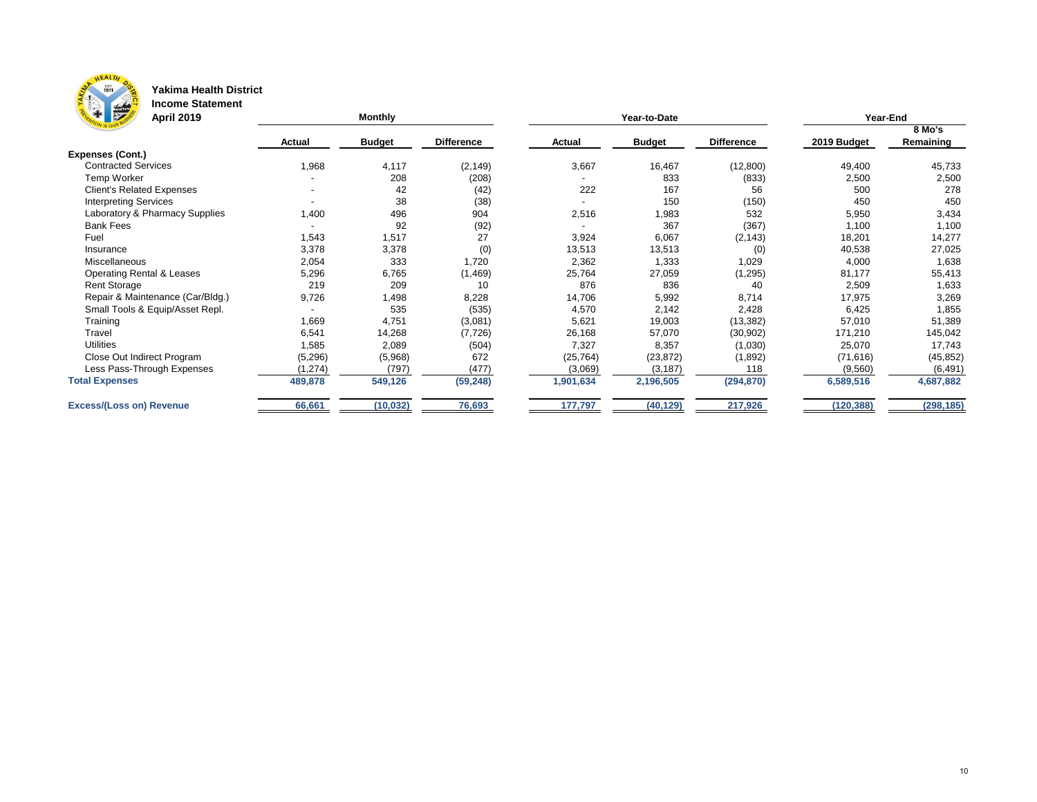**Yakima Health District**
**Income Statement**
**April 2019**

| | Monthly | | | Year-to-Date | | | Year-End | |
|---|---|---|---|---|---|---|---|---|
| | Actual | Budget | Difference | Actual | Budget | Difference | 2019 Budget | 8 Mo's Remaining |
| **Expenses (Cont.)** | | | | | | | | |
| Contracted Services | 1,968 | 4,117 | (2,149) | 3,667 | 16,467 | (12,800) | 49,400 | 45,733 |
| Temp Worker | - | 208 | (208) | - | 833 | (833) | 2,500 | 2,500 |
| Client's Related Expenses | - | 42 | (42) | 222 | 167 | 56 | 500 | 278 |
| Interpreting Services | - | 38 | (38) | - | 150 | (150) | 450 | 450 |
| Laboratory & Pharmacy Supplies | 1,400 | 496 | 904 | 2,516 | 1,983 | 532 | 5,950 | 3,434 |
| Bank Fees | - | 92 | (92) | - | 367 | (367) | 1,100 | 1,100 |
| Fuel | 1,543 | 1,517 | 27 | 3,924 | 6,067 | (2,143) | 18,201 | 14,277 |
| Insurance | 3,378 | 3,378 | (0) | 13,513 | 13,513 | (0) | 40,538 | 27,025 |
| Miscellaneous | 2,054 | 333 | 1,720 | 2,362 | 1,333 | 1,029 | 4,000 | 1,638 |
| Operating Rental & Leases | 5,296 | 6,765 | (1,469) | 25,764 | 27,059 | (1,295) | 81,177 | 55,413 |
| Rent Storage | 219 | 209 | 10 | 876 | 836 | 40 | 2,509 | 1,633 |
| Repair & Maintenance (Car/Bldg.) | 9,726 | 1,498 | 8,228 | 14,706 | 5,992 | 8,714 | 17,975 | 3,269 |
| Small Tools & Equip/Asset Repl. | - | 535 | (535) | 4,570 | 2,142 | 2,428 | 6,425 | 1,855 |
| Training | 1,669 | 4,751 | (3,081) | 5,621 | 19,003 | (13,382) | 57,010 | 51,389 |
| Travel | 6,541 | 14,268 | (7,726) | 26,168 | 57,070 | (30,902) | 171,210 | 145,042 |
| Utilities | 1,585 | 2,089 | (504) | 7,327 | 8,357 | (1,030) | 25,070 | 17,743 |
| Close Out Indirect Program | (5,296) | (5,968) | 672 | (25,764) | (23,872) | (1,892) | (71,616) | (45,852) |
| Less Pass-Through Expenses | (1,274) | (797) | (477) | (3,069) | (3,187) | 118 | (9,560) | (6,491) |
| **Total Expenses** | **489,878** | **549,126** | **(59,248)** | **1,901,634** | **2,196,505** | **(294,870)** | **6,589,516** | **4,687,882** |
| **Excess/(Loss on) Revenue** | **66,661** | **(10,032)** | **76,693** | **177,797** | **(40,129)** | **217,926** | **(120,388)** | **(298,185)** |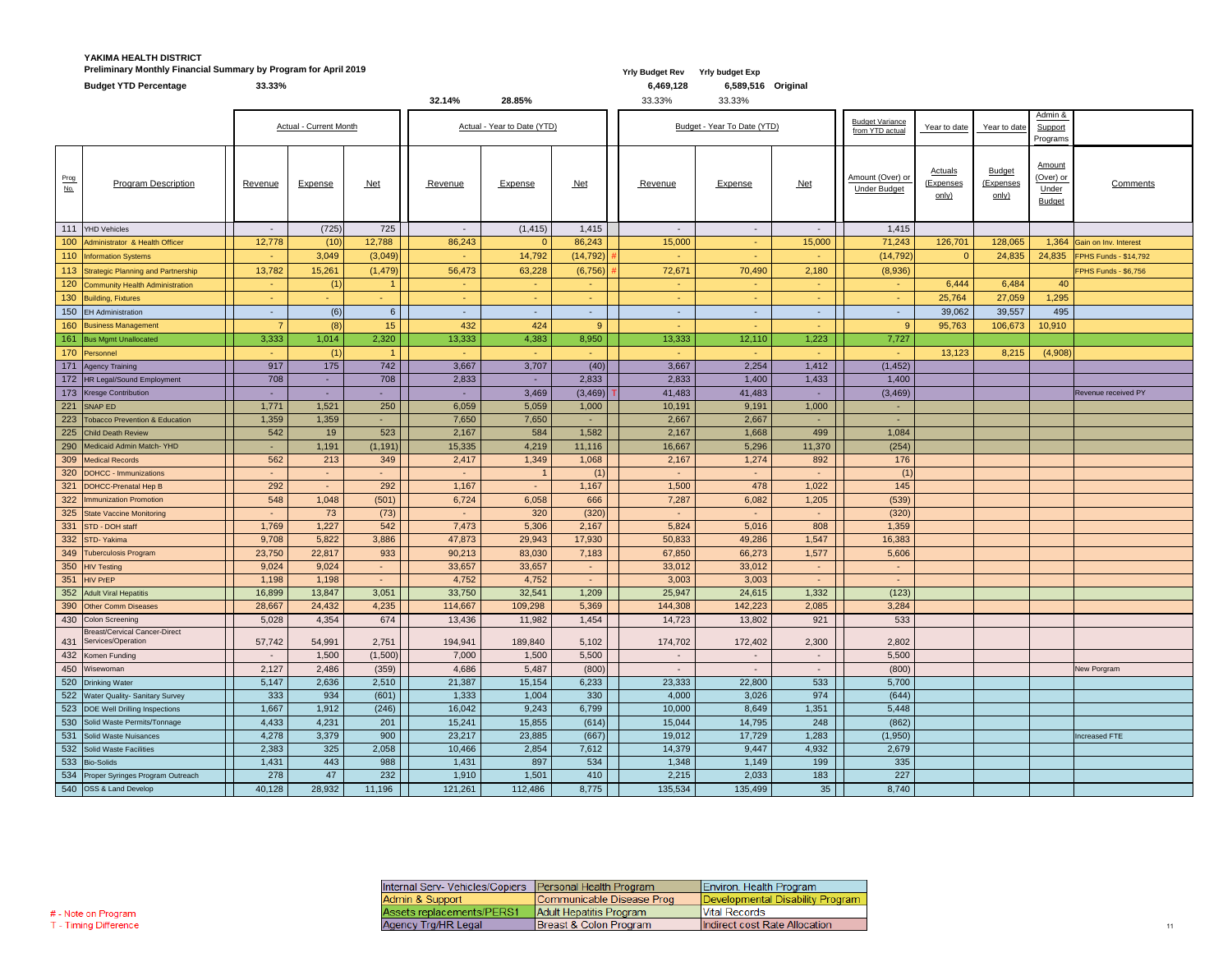**YAKIMA HEALTH DISTRICT**

**Preliminary Monthly Financial Summary by Program for April 2019**

**Budget YTD Percentage** 33.33%

| | Yrly Budget Rev | Yrly budget Exp | |
|---|---|---|---|
| | 6,469,128 | 6,589,516 | Original |
| | 33.33% | 33.33% | |

| | | Actual - Current Month | | | Actual - Year to Date (YTD) | | | Budget - Year To Date (YTD) | | | Budget Variance from YTD actual | Year to date | Year to date | Admin & Support Programs | |
|---|---|---|---|---|---|---|---|---|---|---|---|---|---|---|---|
| | | | | | 32.14% | 28.85% | | | | | | | | | |
| Prog No. | Program Description | Revenue | Expense | Net | Revenue | Expense | Net | Revenue | Expense | Net | Amount (Over) or Under Budget | Actuals (Expenses only) | Budget (Expenses only) | Amount (Over) or Under Budget | Comments |
| 111 | YHD Vehicles | - | (725) | 725 | - | (1,415) | 1,415 | - | - | - | 1,415 | | | | |
| 100 | Administrator & Health Officer | 12,778 | (10) | 12,788 | 86,243 | 0 | 86,243 | 15,000 | - | 15,000 | 71,243 | 126,701 | 128,065 | 1,364 | Gain on Inv. Interest |
| 110 | Information Systems | - | 3,049 | (3,049) | - | 14,792 | (14,792) # | - | - | - | (14,792) | 0 | 24,835 | 24,835 | FPHS Funds - $14,792 |
| 113 | Strategic Planning and Partnership | 13,782 | 15,261 | (1,479) | 56,473 | 63,228 | (6,756) # | 72,671 | 70,490 | 2,180 | (8,936) | | | | FPHS Funds - $6,756 |
| 120 | Community Health Administration | - | (1) | 1 | - | - | - | - | - | - | - | 6,444 | 6,484 | 40 | |
| 130 | Building, Fixtures | - | - | - | - | - | - | - | - | - | - | 25,764 | 27,059 | 1,295 | |
| 150 | EH Administration | - | (6) | 6 | - | - | - | - | - | - | - | 39,062 | 39,557 | 495 | |
| 160 | Business Management | 7 | (8) | 15 | 432 | 424 | 9 | - | - | - | 9 | 95,763 | 106,673 | 10,910 | |
| 161 | Bus Mgmt Unallocated | 3,333 | 1,014 | 2,320 | 13,333 | 4,383 | 8,950 | 13,333 | 12,110 | 1,223 | 7,727 | | | | |
| 170 | Personnel | - | (1) | 1 | - | - | - | - | - | - | - | 13,123 | 8,215 | (4,908) | |
| 171 | Agency Training | 917 | 175 | 742 | 3,667 | 3,707 | (40) | 3,667 | 2,254 | 1,412 | (1,452) | | | | |
| 172 | HR Legal/Sound Employment | 708 | - | 708 | 2,833 | - | 2,833 | 2,833 | 1,400 | 1,433 | 1,400 | | | | |
| 173 | Kresge Contribution | - | - | - | - | 3,469 | (3,469) T | 41,483 | 41,483 | - | (3,469) | | | | Revenue received PY |
| 221 | SNAP ED | 1,771 | 1,521 | 250 | 6,059 | 5,059 | 1,000 | 10,191 | 9,191 | 1,000 | - | | | | |
| 223 | Tobacco Prevention & Education | 1,359 | 1,359 | - | 7,650 | 7,650 | - | 2,667 | 2,667 | - | - | | | | |
| 225 | Child Death Review | 542 | 19 | 523 | 2,167 | 584 | 1,582 | 2,167 | 1,668 | 499 | 1,084 | | | | |
| 290 | Medicaid Admin Match- YHD | - | 1,191 | (1,191) | 15,335 | 4,219 | 11,116 | 16,667 | 5,296 | 11,370 | (254) | | | | |
| 309 | Medical Records | 562 | 213 | 349 | 2,417 | 1,349 | 1,068 | 2,167 | 1,274 | 892 | 176 | | | | |
| 320 | DOHCC - Immunizations | - | - | - | - | 1 | (1) | - | - | - | (1) | | | | |
| 321 | DOHCC-Prenatal Hep B | 292 | - | 292 | 1,167 | - | 1,167 | 1,500 | 478 | 1,022 | 145 | | | | |
| 322 | Immunization Promotion | 548 | 1,048 | (501) | 6,724 | 6,058 | 666 | 7,287 | 6,082 | 1,205 | (539) | | | | |
| 325 | State Vaccine Monitoring | - | 73 | (73) | - | 320 | (320) | - | - | - | (320) | | | | |
| 331 | STD - DOH staff | 1,769 | 1,227 | 542 | 7,473 | 5,306 | 2,167 | 5,824 | 5,016 | 808 | 1,359 | | | | |
| 332 | STD- Yakima | 9,708 | 5,822 | 3,886 | 47,873 | 29,943 | 17,930 | 50,833 | 49,286 | 1,547 | 16,383 | | | | |
| 349 | Tuberculosis Program | 23,750 | 22,817 | 933 | 90,213 | 83,030 | 7,183 | 67,850 | 66,273 | 1,577 | 5,606 | | | | |
| 350 | HIV Testing | 9,024 | 9,024 | - | 33,657 | 33,657 | - | 33,012 | 33,012 | - | - | | | | |
| 351 | HIV PrEP | 1,198 | 1,198 | - | 4,752 | 4,752 | - | 3,003 | 3,003 | - | - | | | | |
| 352 | Adult Viral Hepatitis | 16,899 | 13,847 | 3,051 | 33,750 | 32,541 | 1,209 | 25,947 | 24,615 | 1,332 | (123) | | | | |
| 390 | Other Comm Diseases | 28,667 | 24,432 | 4,235 | 114,667 | 109,298 | 5,369 | 144,308 | 142,223 | 2,085 | 3,284 | | | | |
| 430 | Colon Screening | 5,028 | 4,354 | 674 | 13,436 | 11,982 | 1,454 | 14,723 | 13,802 | 921 | 533 | | | | |
| 431 | Breast/Cervical Cancer-Direct Services/Operation | 57,742 | 54,991 | 2,751 | 194,941 | 189,840 | 5,102 | 174,702 | 172,402 | 2,300 | 2,802 | | | | |
| 432 | Komen Funding | - | 1,500 | (1,500) | 7,000 | 1,500 | 5,500 | - | - | - | 5,500 | | | | |
| 450 | Wisewoman | 2,127 | 2,486 | (359) | 4,686 | 5,487 | (800) | - | - | - | (800) | | | | New Porgram |
| 520 | Drinking Water | 5,147 | 2,636 | 2,510 | 21,387 | 15,154 | 6,233 | 23,333 | 22,800 | 533 | 5,700 | | | | |
| 522 | Water Quality- Sanitary Survey | 333 | 934 | (601) | 1,333 | 1,004 | 330 | 4,000 | 3,026 | 974 | (644) | | | | |
| 523 | DOE Well Drilling Inspections | 1,667 | 1,912 | (246) | 16,042 | 9,243 | 6,799 | 10,000 | 8,649 | 1,351 | 5,448 | | | | |
| 530 | Solid Waste Permits/Tonnage | 4,433 | 4,231 | 201 | 15,241 | 15,855 | (614) | 15,044 | 14,795 | 248 | (862) | | | | |
| 531 | Solid Waste Nuisances | 4,278 | 3,379 | 900 | 23,217 | 23,885 | (667) | 19,012 | 17,729 | 1,283 | (1,950) | | | | Increased FTE |
| 532 | Solid Waste Facilities | 2,383 | 325 | 2,058 | 10,466 | 2,854 | 7,612 | 14,379 | 9,447 | 4,932 | 2,679 | | | | |
| 533 | Bio-Solids | 1,431 | 443 | 988 | 1,431 | 897 | 534 | 1,348 | 1,149 | 199 | 335 | | | | |
| 534 | Proper Syringes Program Outreach | 278 | 47 | 232 | 1,910 | 1,501 | 410 | 2,215 | 2,033 | 183 | 227 | | | | |
| 540 | OSS & Land Develop | 40,128 | 28,932 | 11,196 | 121,261 | 112,486 | 8,775 | 135,534 | 135,499 | 35 | 8,740 | | | | |

| | | |
|---|---|---|
| Internal Serv- Vehicles/Copiers | Personal Health Program | Environ. Health Program |
| Admin & Support | Communicable Disease Prog | Developmental Disability Program |
| Assets replacements/PERS1 | Adult Hepatitis Program | Vital Records |
| Agency Trg/HR Legal | Breast & Colon Program | Indirect cost Rate Allocation |

# - Note on Program
T - Timing Difference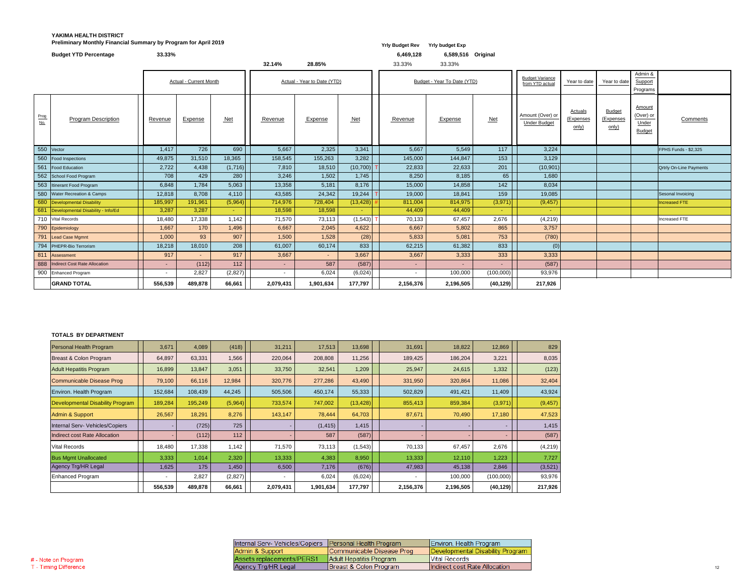**YAKIMA HEALTH DISTRICT**

**Preliminary Monthly Financial Summary by Program for April 2019**

**Budget YTD Percentage** 33.33%

| | Yrly Budget Rev | Yrly budget Exp | |
|---|---|---|---|
| | 6,469,128 | 6,589,516 | Original |

| Prog No. | Program Description | Actual - Current Month Revenue | Actual - Current Month Expense | Actual - Current Month Net | Actual - YTD Revenue (32.14%) | Actual - YTD Expense (28.85%) | Actual - YTD Net | | Budget - YTD Revenue (33.33%) | Budget - YTD Expense (33.33%) | Budget - YTD Net | Budget Variance from YTD actual: Amount (Over) or Under Budget | Year to date Actuals (Expenses only) | Year to date Budget (Expenses only) | Admin & Support Programs Amount (Over) or Under Budget | Comments |
|---|---|---|---|---|---|---|---|---|---|---|---|---|---|---|---|---|
| 550 | Vector | 1,417 | 726 | 690 | 5,667 | 2,325 | 3,341 | | 5,667 | 5,549 | 117 | 3,224 | | | | FPHS Funds - $2,325 |
| 560 | Food Inspections | 49,875 | 31,510 | 18,365 | 158,545 | 155,263 | 3,282 | | 145,000 | 144,847 | 153 | 3,129 | | | | |
| 561 | Food Education | 2,722 | 4,438 | (1,716) | 7,810 | 18,510 | (10,700) | T | 22,833 | 22,633 | 201 | (10,901) | | | | Qrtrly On-Line Payments |
| 562 | School Food Program | 708 | 429 | 280 | 3,246 | 1,502 | 1,745 | | 8,250 | 8,185 | 65 | 1,680 | | | | |
| 563 | Itinerant Food Program | 6,848 | 1,784 | 5,063 | 13,358 | 5,181 | 8,176 | | 15,000 | 14,858 | 142 | 8,034 | | | | |
| 580 | Water Recreation & Camps | 12,818 | 8,708 | 4,110 | 43,585 | 24,342 | 19,244 | T | 19,000 | 18,841 | 159 | 19,085 | | | | Sesonal Invoicing |
| 680 | Developmental Disability | 185,997 | 191,961 | (5,964) | 714,976 | 728,404 | (13,428) | # | 811,004 | 814,975 | (3,971) | (9,457) | | | | Increased FTE |
| 681 | Developmental Disability - Info/Ed | 3,287 | 3,287 | - | 18,598 | 18,598 | - | | 44,409 | 44,409 | - | - | | | | |
| 710 | Vital Records | 18,480 | 17,338 | 1,142 | 71,570 | 73,113 | (1,543) | T | 70,133 | 67,457 | 2,676 | (4,219) | | | | Increased FTE |
| 790 | Epidemiology | 1,667 | 170 | 1,496 | 6,667 | 2,045 | 4,622 | | 6,667 | 5,802 | 865 | 3,757 | | | | |
| 791 | Lead Case Mgmnt | 1,000 | 93 | 907 | 1,500 | 1,528 | (28) | | 5,833 | 5,081 | 753 | (780) | | | | |
| 794 | PHEPR-Bio Terrorism | 18,218 | 18,010 | 208 | 61,007 | 60,174 | 833 | | 62,215 | 61,382 | 833 | (0) | | | | |
| 811 | Assessment | 917 | - | 917 | 3,667 | - | 3,667 | | 3,667 | 3,333 | 333 | 3,333 | | | | |
| 888 | Indirect Cost Rate Allocation | - | (112) | 112 | - | 587 | (587) | | - | - | - | (587) | | | | |
| 900 | Enhanced Program | - | 2,827 | (2,827) | - | 6,024 | (6,024) | | - | 100,000 | (100,000) | 93,976 | | | | |
| | **GRAND TOTAL** | **556,539** | **489,878** | **66,661** | **2,079,431** | **1,901,634** | **177,797** | | **2,156,376** | **2,196,505** | **(40,129)** | **217,926** | | | | |

**TOTALS BY DEPARTMENT**

| Department | Actual - Current Month Revenue | Actual - Current Month Expense | Actual - Current Month Net | Actual - YTD Revenue | Actual - YTD Expense | Actual - YTD Net | Budget - YTD Revenue | Budget - YTD Expense | Budget - YTD Net | Amount (Over) or Under Budget |
|---|---|---|---|---|---|---|---|---|---|---|
| Personal Health Program | 3,671 | 4,089 | (418) | 31,211 | 17,513 | 13,698 | 31,691 | 18,822 | 12,869 | 829 |
| Breast & Colon Program | 64,897 | 63,331 | 1,566 | 220,064 | 208,808 | 11,256 | 189,425 | 186,204 | 3,221 | 8,035 |
| Adult Hepatitis Program | 16,899 | 13,847 | 3,051 | 33,750 | 32,541 | 1,209 | 25,947 | 24,615 | 1,332 | (123) |
| Communicable Disease Prog | 79,100 | 66,116 | 12,984 | 320,776 | 277,286 | 43,490 | 331,950 | 320,864 | 11,086 | 32,404 |
| Environ. Health Program | 152,684 | 108,439 | 44,245 | 505,506 | 450,174 | 55,333 | 502,829 | 491,421 | 11,409 | 43,924 |
| Developmental Disability Program | 189,284 | 195,249 | (5,964) | 733,574 | 747,002 | (13,428) | 855,413 | 859,384 | (3,971) | (9,457) |
| Admin & Support | 26,567 | 18,291 | 8,276 | 143,147 | 78,444 | 64,703 | 87,671 | 70,490 | 17,180 | 47,523 |
| Internal Serv- Vehicles/Copiers | - | (725) | 725 | - | (1,415) | 1,415 | - | - | - | 1,415 |
| Indirect cost Rate Allocation | - | (112) | 112 | - | 587 | (587) | - | - | - | (587) |
| Vital Records | 18,480 | 17,338 | 1,142 | 71,570 | 73,113 | (1,543) | 70,133 | 67,457 | 2,676 | (4,219) |
| Bus Mgmt Unallocated | 3,333 | 1,014 | 2,320 | 13,333 | 4,383 | 8,950 | 13,333 | 12,110 | 1,223 | 7,727 |
| Agency Trg/HR Legal | 1,625 | 175 | 1,450 | 6,500 | 7,176 | (676) | 47,983 | 45,138 | 2,846 | (3,521) |
| Enhanced Program | - | 2,827 | (2,827) | - | 6,024 | (6,024) | - | 100,000 | (100,000) | 93,976 |
| | **556,539** | **489,878** | **66,661** | **2,079,431** | **1,901,634** | **177,797** | **2,156,376** | **2,196,505** | **(40,129)** | **217,926** |

| | | |
|---|---|---|
| Internal Serv- Vehicles/Copiers | Personal Health Program | Environ. Health Program |
| Admin & Support | Communicable Disease Prog | Developmental Disability Program |
| Assets replacements/PERS1 | Adult Hepatitis Program | Vital Records |
| Agency Trg/HR Legal | Breast & Colon Program | Indirect cost Rate Allocation |

\# - Note on Program
T - Timing Difference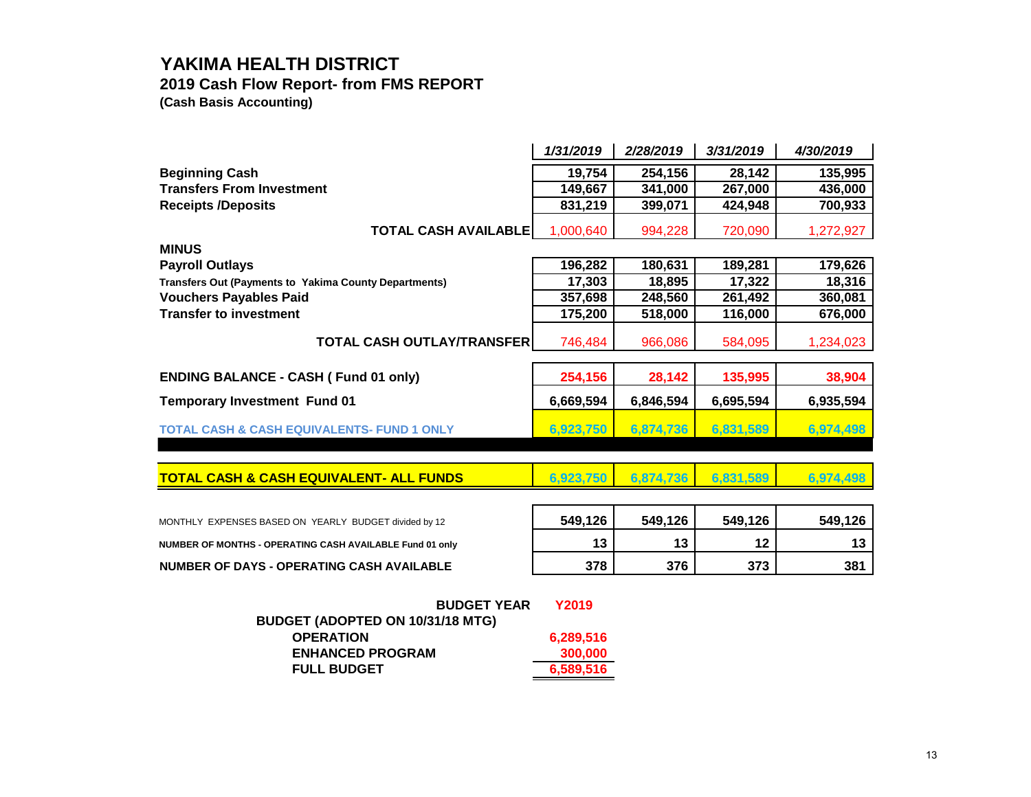# YAKIMA HEALTH DISTRICT

## 2019 Cash Flow Report- from FMS REPORT

**(Cash Basis Accounting)**

| | *1/31/2019* | *2/28/2019* | *3/31/2019* | *4/30/2019* |
|---|---|---|---|---|
| **Beginning Cash** | 19,754 | 254,156 | 28,142 | 135,995 |
| **Transfers From Investment** | 149,667 | 341,000 | 267,000 | 436,000 |
| **Receipts /Deposits** | 831,219 | 399,071 | 424,948 | 700,933 |
| **TOTAL CASH AVAILABLE** | 1,000,640 | 994,228 | 720,090 | 1,272,927 |
| **MINUS** | | | | |
| **Payroll Outlays** | 196,282 | 180,631 | 189,281 | 179,626 |
| **Transfers Out (Payments to Yakima County Departments)** | 17,303 | 18,895 | 17,322 | 18,316 |
| **Vouchers Payables Paid** | 357,698 | 248,560 | 261,492 | 360,081 |
| **Transfer to investment** | 175,200 | 518,000 | 116,000 | 676,000 |
| **TOTAL CASH OUTLAY/TRANSFER** | 746,484 | 966,086 | 584,095 | 1,234,023 |
| **ENDING BALANCE - CASH ( Fund 01 only)** | 254,156 | 28,142 | 135,995 | 38,904 |
| **Temporary Investment Fund 01** | 6,669,594 | 6,846,594 | 6,695,594 | 6,935,594 |
| **TOTAL CASH & CASH EQUIVALENTS- FUND 1 ONLY** | 6,923,750 | 6,874,736 | 6,831,589 | 6,974,498 |
| **TOTAL CASH & CASH EQUIVALENT- ALL FUNDS** | 6,923,750 | 6,874,736 | 6,831,589 | 6,974,498 |
| MONTHLY EXPENSES BASED ON YEARLY BUDGET divided by 12 | 549,126 | 549,126 | 549,126 | 549,126 |
| **NUMBER OF MONTHS - OPERATING CASH AVAILABLE Fund 01 only** | 13 | 13 | 12 | 13 |
| **NUMBER OF DAYS - OPERATING CASH AVAILABLE** | 378 | 376 | 373 | 381 |

| | |
|---|---|
| **BUDGET YEAR** | **Y2019** |
| **BUDGET (ADOPTED ON 10/31/18 MTG)** | |
| **OPERATION** | **6,289,516** |
| **ENHANCED PROGRAM** | **300,000** |
| **FULL BUDGET** | **6,589,516** |